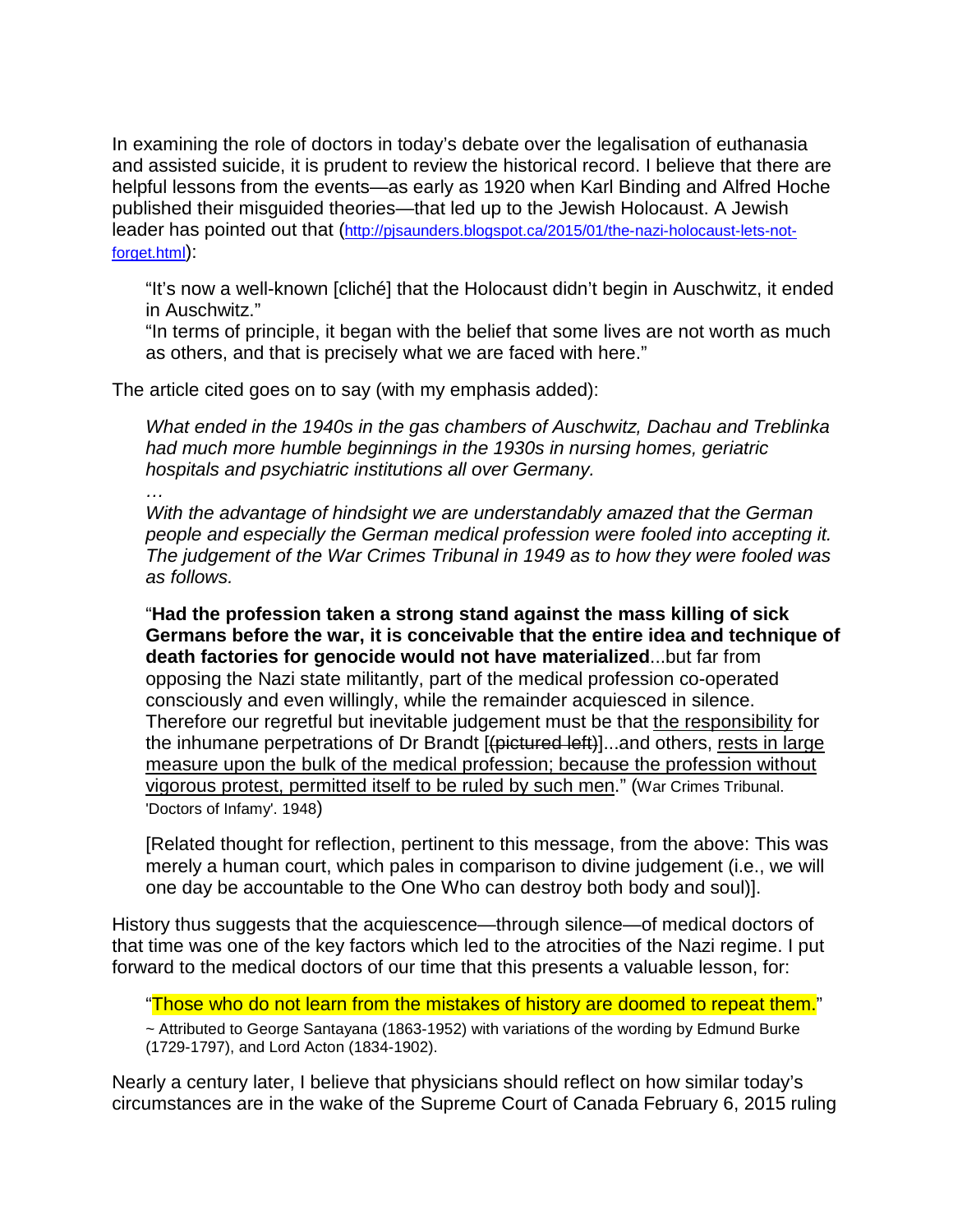In examining the role of doctors in today's debate over the legalisation of euthanasia and assisted suicide, it is prudent to review the historical record. I believe that there are helpful lessons from the events—as early as 1920 when Karl Binding and Alfred Hoche published their misguided theories—that led up to the Jewish Holocaust. A Jewish leader has pointed out that (http://pjsaunders.blogspot.ca/2015/01/the-nazi-holocaust-lets-not-forget.html):

> "It's now a well-known [cliché] that the Holocaust didn't begin in Auschwitz, it ended in Auschwitz."
> "In terms of principle, it began with the belief that some lives are not worth as much as others, and that is precisely what we are faced with here."

The article cited goes on to say (with my emphasis added):

> *What ended in the 1940s in the gas chambers of Auschwitz, Dachau and Treblinka had much more humble beginnings in the 1930s in nursing homes, geriatric hospitals and psychiatric institutions all over Germany.*
>
> *…*
>
> *With the advantage of hindsight we are understandably amazed that the German people and especially the German medical profession were fooled into accepting it. The judgement of the War Crimes Tribunal in 1949 as to how they were fooled was as follows.*
>
> "**Had the profession taken a strong stand against the mass killing of sick Germans before the war, it is conceivable that the entire idea and technique of death factories for genocide would not have materialized**...but far from opposing the Nazi state militantly, part of the medical profession co-operated consciously and even willingly, while the remainder acquiesced in silence. Therefore our regretful but inevitable judgement must be that <u>the responsibility</u> for the inhumane perpetrations of Dr Brandt [~~(pictured left)~~]...and others, <u>rests in large measure upon the bulk of the medical profession; because the profession without vigorous protest, permitted itself to be ruled by such men</u>." (War Crimes Tribunal. 'Doctors of Infamy'. 1948)
>
> [Related thought for reflection, pertinent to this message, from the above: This was merely a human court, which pales in comparison to divine judgement (i.e., we will one day be accountable to the One Who can destroy both body and soul)].

History thus suggests that the acquiescence—through silence—of medical doctors of that time was one of the key factors which led to the atrocities of the Nazi regime. I put forward to the medical doctors of our time that this presents a valuable lesson, for:

> "Those who do not learn from the mistakes of history are doomed to repeat them."
>
> ~ Attributed to George Santayana (1863-1952) with variations of the wording by Edmund Burke (1729-1797), and Lord Acton (1834-1902).

Nearly a century later, I believe that physicians should reflect on how similar today's circumstances are in the wake of the Supreme Court of Canada February 6, 2015 ruling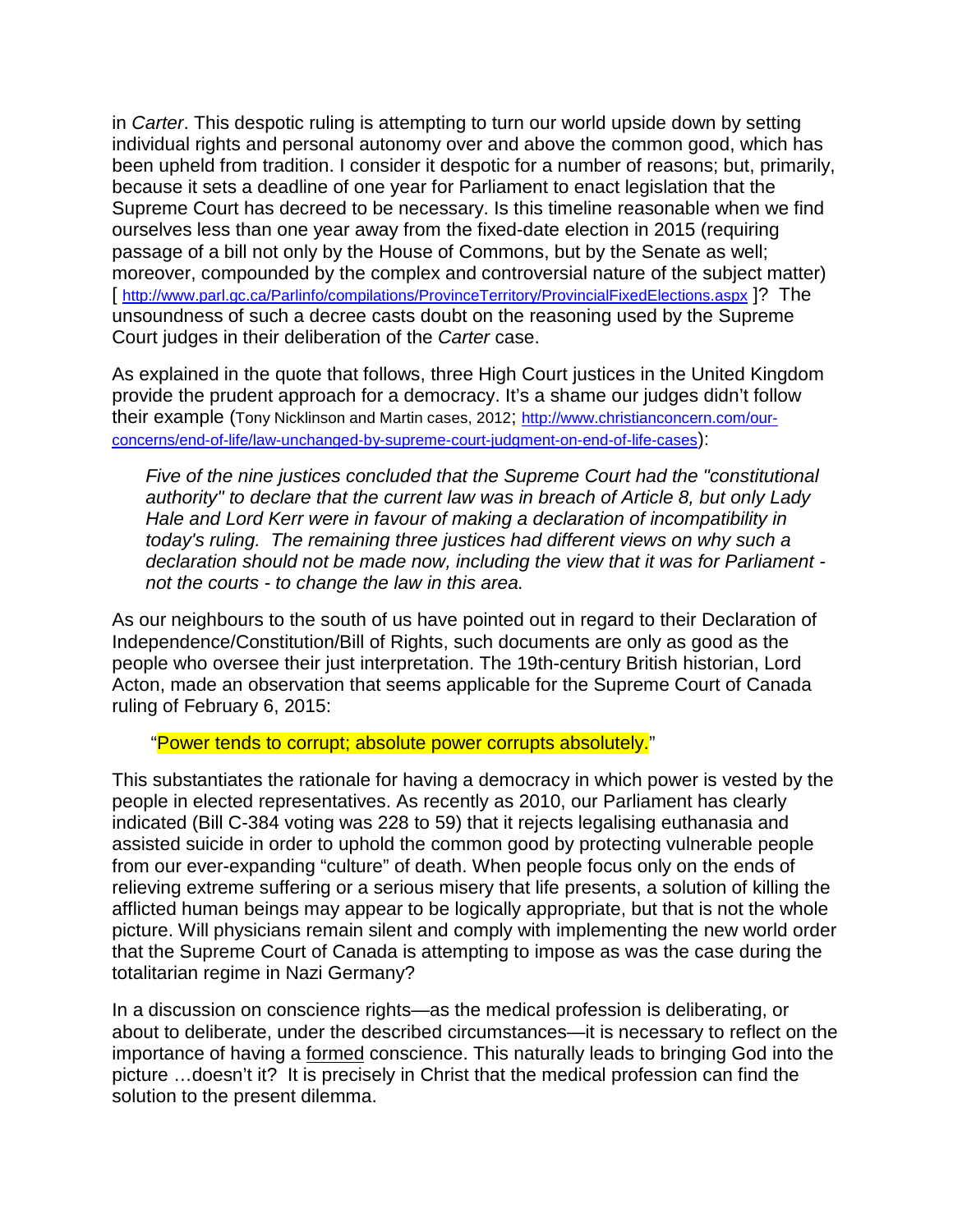in *Carter*. This despotic ruling is attempting to turn our world upside down by setting individual rights and personal autonomy over and above the common good, which has been upheld from tradition. I consider it despotic for a number of reasons; but, primarily, because it sets a deadline of one year for Parliament to enact legislation that the Supreme Court has decreed to be necessary. Is this timeline reasonable when we find ourselves less than one year away from the fixed-date election in 2015 (requiring passage of a bill not only by the House of Commons, but by the Senate as well; moreover, compounded by the complex and controversial nature of the subject matter) [ http://www.parl.gc.ca/Parlinfo/compilations/ProvinceTerritory/ProvincialFixedElections.aspx ]? The unsoundness of such a decree casts doubt on the reasoning used by the Supreme Court judges in their deliberation of the *Carter* case.

As explained in the quote that follows, three High Court justices in the United Kingdom provide the prudent approach for a democracy. It's a shame our judges didn't follow their example (Tony Nicklinson and Martin cases, 2012; http://www.christianconcern.com/our-concerns/end-of-life/law-unchanged-by-supreme-court-judgment-on-end-of-life-cases):

> *Five of the nine justices concluded that the Supreme Court had the "constitutional authority" to declare that the current law was in breach of Article 8, but only Lady Hale and Lord Kerr were in favour of making a declaration of incompatibility in today's ruling. The remaining three justices had different views on why such a declaration should not be made now, including the view that it was for Parliament - not the courts - to change the law in this area.*

As our neighbours to the south of us have pointed out in regard to their Declaration of Independence/Constitution/Bill of Rights, such documents are only as good as the people who oversee their just interpretation. The 19th-century British historian, Lord Acton, made an observation that seems applicable for the Supreme Court of Canada ruling of February 6, 2015:

> "Power tends to corrupt; absolute power corrupts absolutely."

This substantiates the rationale for having a democracy in which power is vested by the people in elected representatives. As recently as 2010, our Parliament has clearly indicated (Bill C-384 voting was 228 to 59) that it rejects legalising euthanasia and assisted suicide in order to uphold the common good by protecting vulnerable people from our ever-expanding "culture" of death. When people focus only on the ends of relieving extreme suffering or a serious misery that life presents, a solution of killing the afflicted human beings may appear to be logically appropriate, but that is not the whole picture. Will physicians remain silent and comply with implementing the new world order that the Supreme Court of Canada is attempting to impose as was the case during the totalitarian regime in Nazi Germany?

In a discussion on conscience rights—as the medical profession is deliberating, or about to deliberate, under the described circumstances—it is necessary to reflect on the importance of having a <u>formed</u> conscience. This naturally leads to bringing God into the picture …doesn't it? It is precisely in Christ that the medical profession can find the solution to the present dilemma.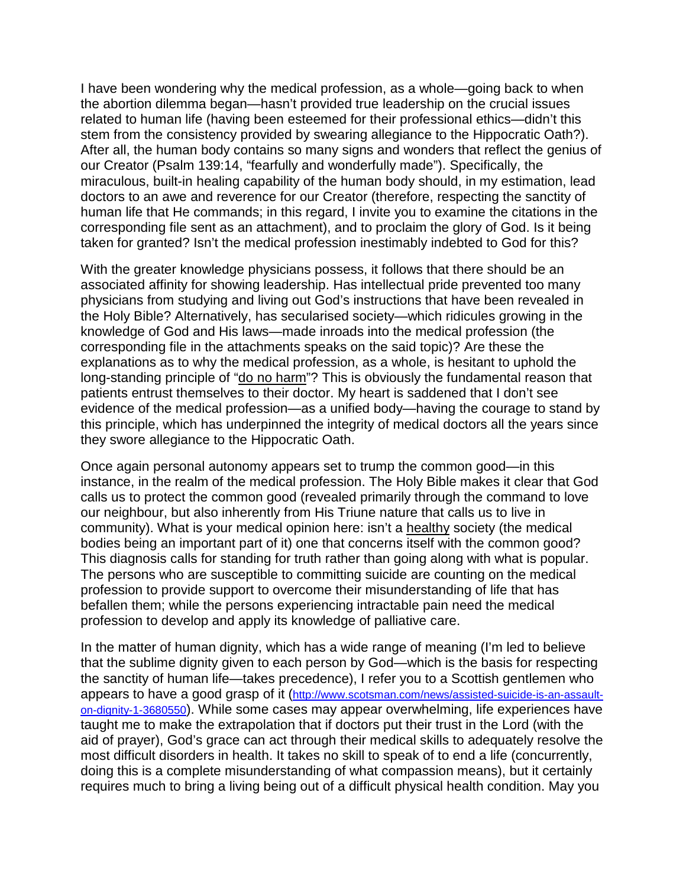I have been wondering why the medical profession, as a whole—going back to when the abortion dilemma began—hasn't provided true leadership on the crucial issues related to human life (having been esteemed for their professional ethics—didn't this stem from the consistency provided by swearing allegiance to the Hippocratic Oath?). After all, the human body contains so many signs and wonders that reflect the genius of our Creator (Psalm 139:14, "fearfully and wonderfully made"). Specifically, the miraculous, built-in healing capability of the human body should, in my estimation, lead doctors to an awe and reverence for our Creator (therefore, respecting the sanctity of human life that He commands; in this regard, I invite you to examine the citations in the corresponding file sent as an attachment), and to proclaim the glory of God. Is it being taken for granted? Isn't the medical profession inestimably indebted to God for this?

With the greater knowledge physicians possess, it follows that there should be an associated affinity for showing leadership. Has intellectual pride prevented too many physicians from studying and living out God's instructions that have been revealed in the Holy Bible? Alternatively, has secularised society—which ridicules growing in the knowledge of God and His laws—made inroads into the medical profession (the corresponding file in the attachments speaks on the said topic)? Are these the explanations as to why the medical profession, as a whole, is hesitant to uphold the long-standing principle of "<u>do no harm</u>"? This is obviously the fundamental reason that patients entrust themselves to their doctor. My heart is saddened that I don't see evidence of the medical profession—as a unified body—having the courage to stand by this principle, which has underpinned the integrity of medical doctors all the years since they swore allegiance to the Hippocratic Oath.

Once again personal autonomy appears set to trump the common good—in this instance, in the realm of the medical profession. The Holy Bible makes it clear that God calls us to protect the common good (revealed primarily through the command to love our neighbour, but also inherently from His Triune nature that calls us to live in community). What is your medical opinion here: isn't a <u>healthy</u> society (the medical bodies being an important part of it) one that concerns itself with the common good? This diagnosis calls for standing for truth rather than going along with what is popular. The persons who are susceptible to committing suicide are counting on the medical profession to provide support to overcome their misunderstanding of life that has befallen them; while the persons experiencing intractable pain need the medical profession to develop and apply its knowledge of palliative care.

In the matter of human dignity, which has a wide range of meaning (I'm led to believe that the sublime dignity given to each person by God—which is the basis for respecting the sanctity of human life—takes precedence), I refer you to a Scottish gentlemen who appears to have a good grasp of it ([http://www.scotsman.com/news/assisted-suicide-is-an-assault-on-dignity-1-3680550](http://www.scotsman.com/news/assisted-suicide-is-an-assault-on-dignity-1-3680550)). While some cases may appear overwhelming, life experiences have taught me to make the extrapolation that if doctors put their trust in the Lord (with the aid of prayer), God's grace can act through their medical skills to adequately resolve the most difficult disorders in health. It takes no skill to speak of to end a life (concurrently, doing this is a complete misunderstanding of what compassion means), but it certainly requires much to bring a living being out of a difficult physical health condition. May you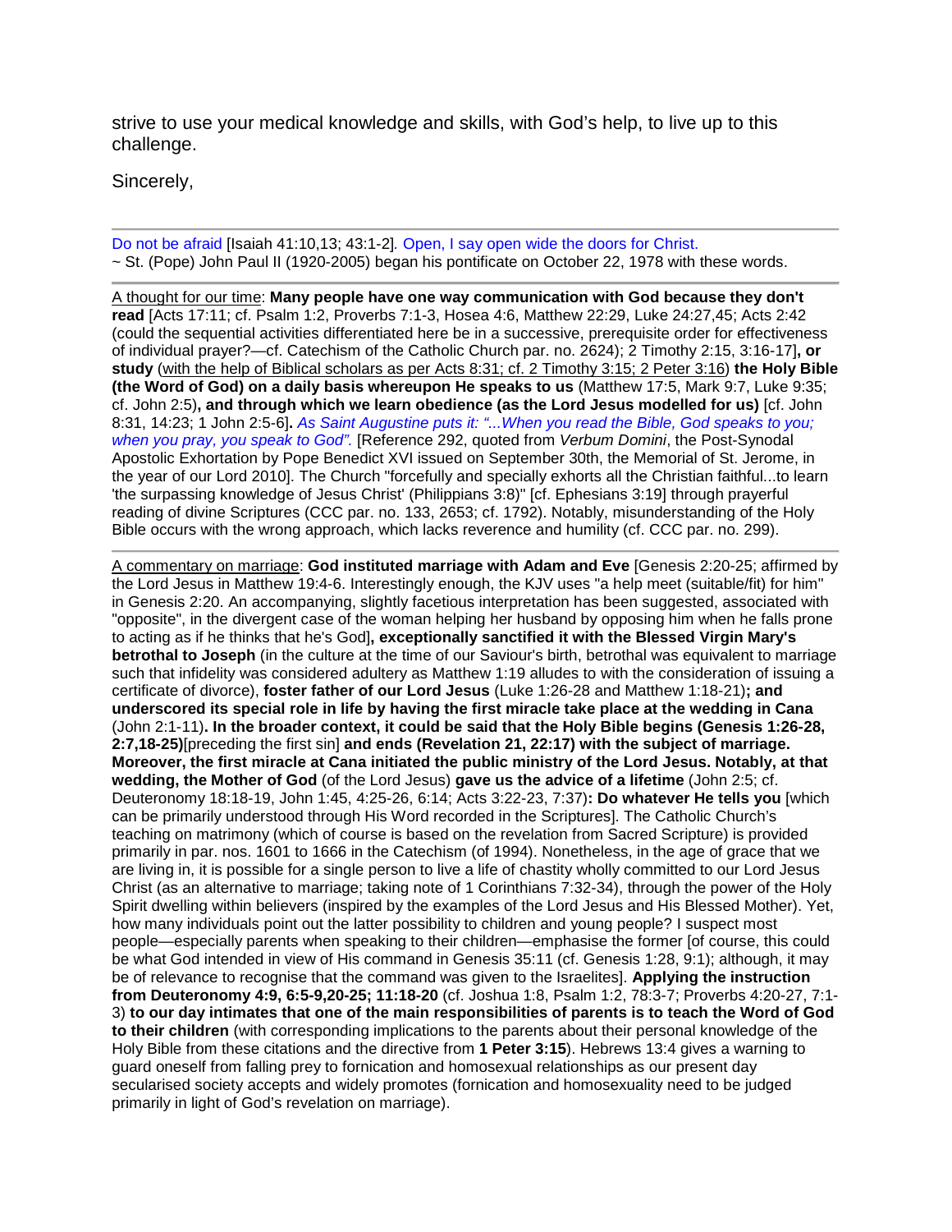strive to use your medical knowledge and skills, with God's help, to live up to this challenge.

Sincerely,

---

Do not be afraid [Isaiah 41:10,13; 43:1-2]. Open, I say open wide the doors for Christ.
~ St. (Pope) John Paul II (1920-2005) began his pontificate on October 22, 1978 with these words.

---

A thought for our time: **Many people have one way communication with God because they don't read** [Acts 17:11; cf. Psalm 1:2, Proverbs 7:1-3, Hosea 4:6, Matthew 22:29, Luke 24:27,45; Acts 2:42 (could the sequential activities differentiated here be in a successive, prerequisite order for effectiveness of individual prayer?—cf. Catechism of the Catholic Church par. no. 2624); 2 Timothy 2:15, 3:16-17]**, or study** (with the help of Biblical scholars as per Acts 8:31; cf. 2 Timothy 3:15; 2 Peter 3:16) **the Holy Bible (the Word of God) on a daily basis whereupon He speaks to us** (Matthew 17:5, Mark 9:7, Luke 9:35; cf. John 2:5)**, and through which we learn obedience (as the Lord Jesus modelled for us)** [cf. John 8:31, 14:23; 1 John 2:5-6]**.** *As Saint Augustine puts it: "...When you read the Bible, God speaks to you; when you pray, you speak to God".* [Reference 292, quoted from *Verbum Domini*, the Post-Synodal Apostolic Exhortation by Pope Benedict XVI issued on September 30th, the Memorial of St. Jerome, in the year of our Lord 2010]. The Church "forcefully and specially exhorts all the Christian faithful...to learn 'the surpassing knowledge of Jesus Christ' (Philippians 3:8)" [cf. Ephesians 3:19] through prayerful reading of divine Scriptures (CCC par. no. 133, 2653; cf. 1792). Notably, misunderstanding of the Holy Bible occurs with the wrong approach, which lacks reverence and humility (cf. CCC par. no. 299).

---

A commentary on marriage: **God instituted marriage with Adam and Eve** [Genesis 2:20-25; affirmed by the Lord Jesus in Matthew 19:4-6. Interestingly enough, the KJV uses "a help meet (suitable/fit) for him" in Genesis 2:20. An accompanying, slightly facetious interpretation has been suggested, associated with "opposite", in the divergent case of the woman helping her husband by opposing him when he falls prone to acting as if he thinks that he's God]**, exceptionally sanctified it with the Blessed Virgin Mary's betrothal to Joseph** (in the culture at the time of our Saviour's birth, betrothal was equivalent to marriage such that infidelity was considered adultery as Matthew 1:19 alludes to with the consideration of issuing a certificate of divorce), **foster father of our Lord Jesus** (Luke 1:26-28 and Matthew 1:18-21)**; and underscored its special role in life by having the first miracle take place at the wedding in Cana** (John 2:1-11)**. In the broader context, it could be said that the Holy Bible begins (Genesis 1:26-28, 2:7,18-25)**[preceding the first sin] **and ends (Revelation 21, 22:17) with the subject of marriage. Moreover, the first miracle at Cana initiated the public ministry of the Lord Jesus. Notably, at that wedding, the Mother of God** (of the Lord Jesus) **gave us the advice of a lifetime** (John 2:5; cf. Deuteronomy 18:18-19, John 1:45, 4:25-26, 6:14; Acts 3:22-23, 7:37)**: Do whatever He tells you** [which can be primarily understood through His Word recorded in the Scriptures]. The Catholic Church's teaching on matrimony (which of course is based on the revelation from Sacred Scripture) is provided primarily in par. nos. 1601 to 1666 in the Catechism (of 1994). Nonetheless, in the age of grace that we are living in, it is possible for a single person to live a life of chastity wholly committed to our Lord Jesus Christ (as an alternative to marriage; taking note of 1 Corinthians 7:32-34), through the power of the Holy Spirit dwelling within believers (inspired by the examples of the Lord Jesus and His Blessed Mother). Yet, how many individuals point out the latter possibility to children and young people? I suspect most people—especially parents when speaking to their children—emphasise the former [of course, this could be what God intended in view of His command in Genesis 35:11 (cf. Genesis 1:28, 9:1); although, it may be of relevance to recognise that the command was given to the Israelites]. **Applying the instruction from Deuteronomy 4:9, 6:5-9,20-25; 11:18-20** (cf. Joshua 1:8, Psalm 1:2, 78:3-7; Proverbs 4:20-27, 7:1-3) **to our day intimates that one of the main responsibilities of parents is to teach the Word of God to their children** (with corresponding implications to the parents about their personal knowledge of the Holy Bible from these citations and the directive from **1 Peter 3:15**). Hebrews 13:4 gives a warning to guard oneself from falling prey to fornication and homosexual relationships as our present day secularised society accepts and widely promotes (fornication and homosexuality need to be judged primarily in light of God's revelation on marriage).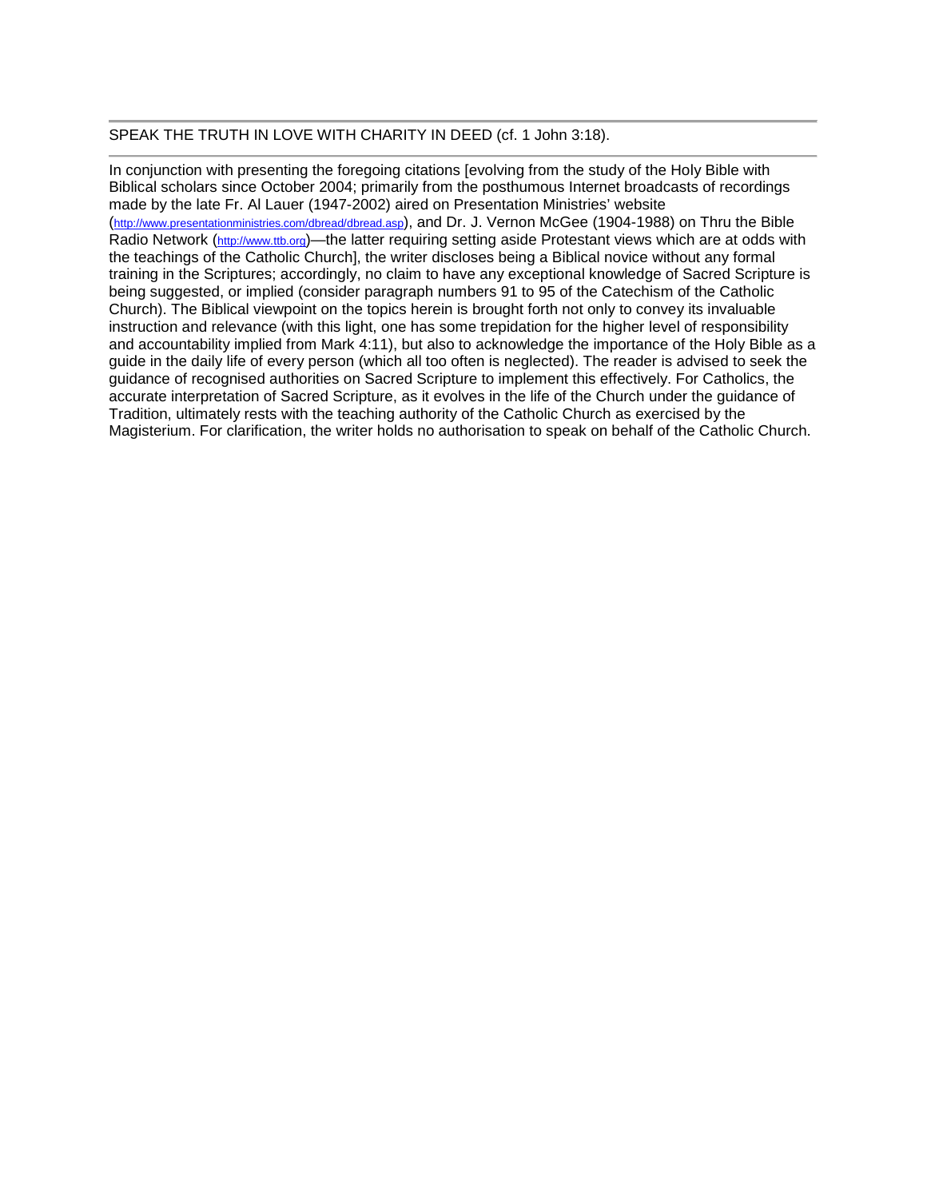---

SPEAK THE TRUTH IN LOVE WITH CHARITY IN DEED (cf. 1 John 3:18).

---

In conjunction with presenting the foregoing citations [evolving from the study of the Holy Bible with Biblical scholars since October 2004; primarily from the posthumous Internet broadcasts of recordings made by the late Fr. Al Lauer (1947-2002) aired on Presentation Ministries' website (http://www.presentationministries.com/dbread/dbread.asp), and Dr. J. Vernon McGee (1904-1988) on Thru the Bible Radio Network (http://www.ttb.org)—the latter requiring setting aside Protestant views which are at odds with the teachings of the Catholic Church], the writer discloses being a Biblical novice without any formal training in the Scriptures; accordingly, no claim to have any exceptional knowledge of Sacred Scripture is being suggested, or implied (consider paragraph numbers 91 to 95 of the Catechism of the Catholic Church). The Biblical viewpoint on the topics herein is brought forth not only to convey its invaluable instruction and relevance (with this light, one has some trepidation for the higher level of responsibility and accountability implied from Mark 4:11), but also to acknowledge the importance of the Holy Bible as a guide in the daily life of every person (which all too often is neglected). The reader is advised to seek the guidance of recognised authorities on Sacred Scripture to implement this effectively. For Catholics, the accurate interpretation of Sacred Scripture, as it evolves in the life of the Church under the guidance of Tradition, ultimately rests with the teaching authority of the Catholic Church as exercised by the Magisterium. For clarification, the writer holds no authorisation to speak on behalf of the Catholic Church.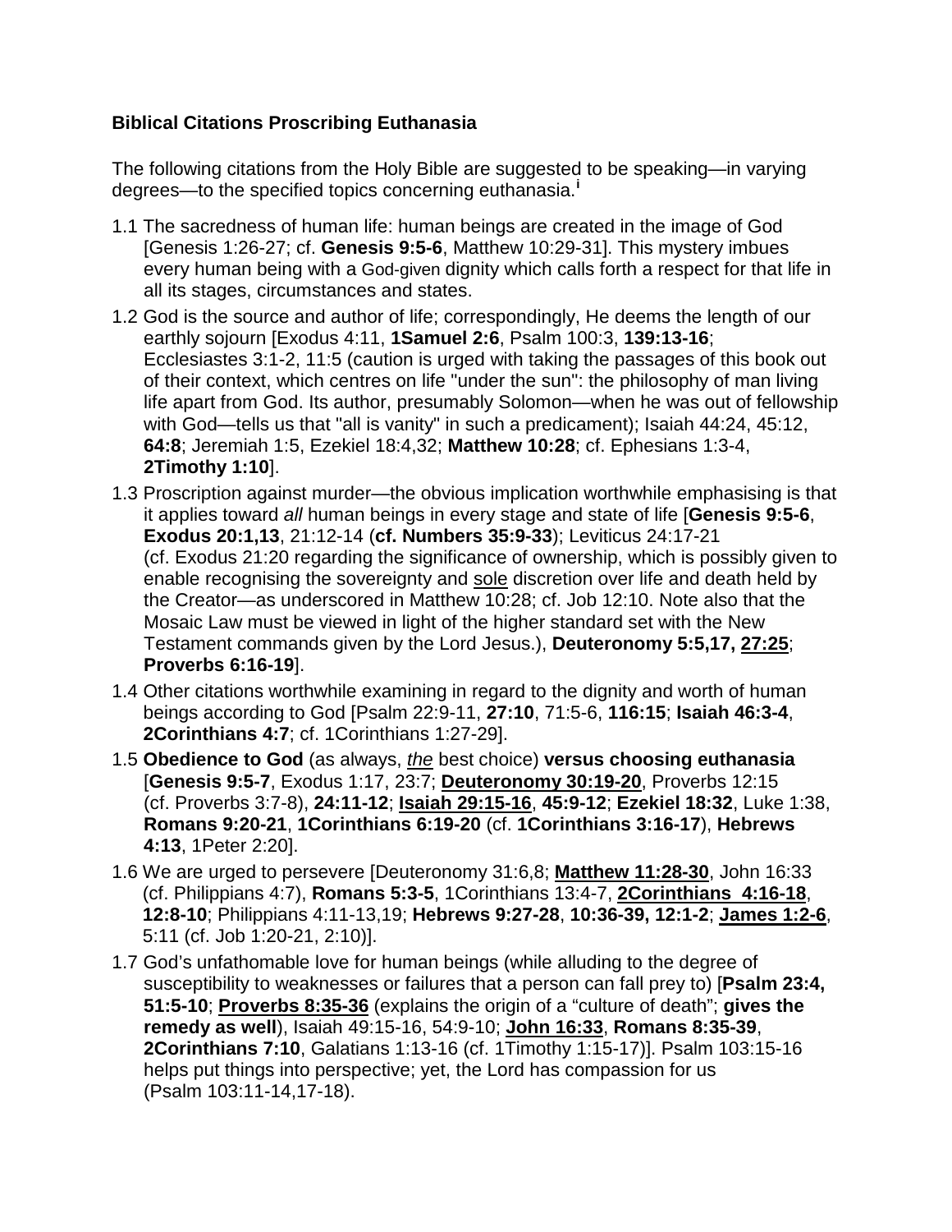**Biblical Citations Proscribing Euthanasia**

The following citations from the Holy Bible are suggested to be speaking—in varying degrees—to the specified topics concerning euthanasia.[i]

1.1 The sacredness of human life: human beings are created in the image of God [Genesis 1:26-27; cf. **Genesis 9:5-6**, Matthew 10:29-31]. This mystery imbues every human being with a God-given dignity which calls forth a respect for that life in all its stages, circumstances and states.

1.2 God is the source and author of life; correspondingly, He deems the length of our earthly sojourn [Exodus 4:11, **1Samuel 2:6**, Psalm 100:3, **139:13-16**; Ecclesiastes 3:1-2, 11:5 (caution is urged with taking the passages of this book out of their context, which centres on life "under the sun": the philosophy of man living life apart from God. Its author, presumably Solomon—when he was out of fellowship with God—tells us that "all is vanity" in such a predicament); Isaiah 44:24, 45:12, **64:8**; Jeremiah 1:5, Ezekiel 18:4,32; **Matthew 10:28**; cf. Ephesians 1:3-4, **2Timothy 1:10**].

1.3 Proscription against murder—the obvious implication worthwhile emphasising is that it applies toward *all* human beings in every stage and state of life [**Genesis 9:5-6**, **Exodus 20:1,13**, 21:12-14 (**cf. Numbers 35:9-33**); Leviticus 24:17-21 (cf. Exodus 21:20 regarding the significance of ownership, which is possibly given to enable recognising the sovereignty and <u>sole</u> discretion over life and death held by the Creator—as underscored in Matthew 10:28; cf. Job 12:10. Note also that the Mosaic Law must be viewed in light of the higher standard set with the New Testament commands given by the Lord Jesus.), **Deuteronomy 5:5,17, <u>27:25</u>**; **Proverbs 6:16-19**].

1.4 Other citations worthwhile examining in regard to the dignity and worth of human beings according to God [Psalm 22:9-11, **27:10**, 71:5-6, **116:15**; **Isaiah 46:3-4**, **2Corinthians 4:7**; cf. 1Corinthians 1:27-29].

1.5 **Obedience to God** (as always, ***<u>the</u>*** best choice) **versus choosing euthanasia** [**Genesis 9:5-7**, Exodus 1:17, 23:7; **<u>Deuteronomy 30:19-20</u>**, Proverbs 12:15 (cf. Proverbs 3:7-8), **24:11-12**; **<u>Isaiah 29:15-16</u>**, **45:9-12**; **Ezekiel 18:32**, Luke 1:38, **Romans 9:20-21**, **1Corinthians 6:19-20** (cf. **1Corinthians 3:16-17**), **Hebrews 4:13**, 1Peter 2:20].

1.6 We are urged to persevere [Deuteronomy 31:6,8; **<u>Matthew 11:28-30</u>**, John 16:33 (cf. Philippians 4:7), **Romans 5:3-5**, 1Corinthians 13:4-7, **<u>2Corinthians 4:16-18</u>**, **12:8-10**; Philippians 4:11-13,19; **Hebrews 9:27-28**, **10:36-39, 12:1-2**; **<u>James 1:2-6</u>**, 5:11 (cf. Job 1:20-21, 2:10)].

1.7 God's unfathomable love for human beings (while alluding to the degree of susceptibility to weaknesses or failures that a person can fall prey to) [**Psalm 23:4, 51:5-10**; **<u>Proverbs 8:35-36</u>** (explains the origin of a "culture of death"; **gives the remedy as well**), Isaiah 49:15-16, 54:9-10; **<u>John 16:33</u>**, **Romans 8:35-39**, **2Corinthians 7:10**, Galatians 1:13-16 (cf. 1Timothy 1:15-17)]. Psalm 103:15-16 helps put things into perspective; yet, the Lord has compassion for us (Psalm 103:11-14,17-18).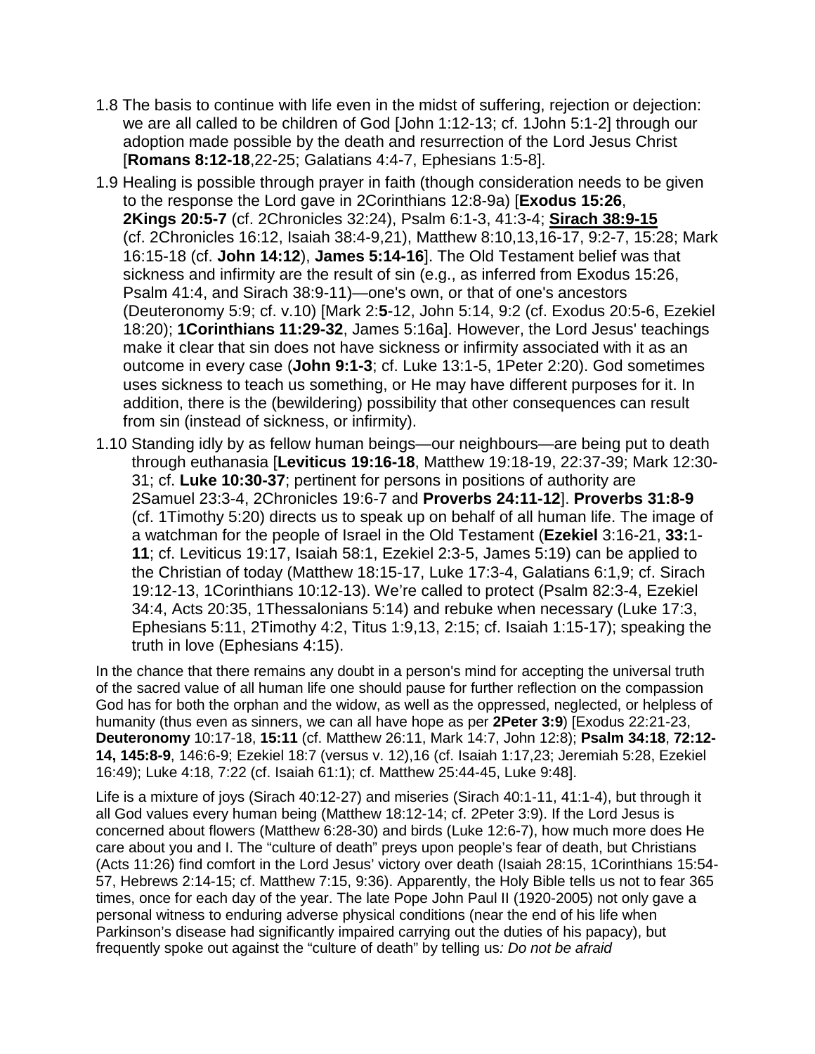1.8 The basis to continue with life even in the midst of suffering, rejection or dejection: we are all called to be children of God [John 1:12-13; cf. 1John 5:1-2] through our adoption made possible by the death and resurrection of the Lord Jesus Christ [**Romans 8:12-18**,22-25; Galatians 4:4-7, Ephesians 1:5-8].

1.9 Healing is possible through prayer in faith (though consideration needs to be given to the response the Lord gave in 2Corinthians 12:8-9a) [**Exodus 15:26**, **2Kings 20:5-7** (cf. 2Chronicles 32:24), Psalm 6:1-3, 41:3-4; **Sirach 38:9-15** (cf. 2Chronicles 16:12, Isaiah 38:4-9,21), Matthew 8:10,13,16-17, 9:2-7, 15:28; Mark 16:15-18 (cf. **John 14:12**), **James 5:14-16**]. The Old Testament belief was that sickness and infirmity are the result of sin (e.g., as inferred from Exodus 15:26, Psalm 41:4, and Sirach 38:9-11)—one's own, or that of one's ancestors (Deuteronomy 5:9; cf. v.10) [Mark 2:**5**-12, John 5:14, 9:2 (cf. Exodus 20:5-6, Ezekiel 18:20); **1Corinthians 11:29-32**, James 5:16a]. However, the Lord Jesus' teachings make it clear that sin does not have sickness or infirmity associated with it as an outcome in every case (**John 9:1-3**; cf. Luke 13:1-5, 1Peter 2:20). God sometimes uses sickness to teach us something, or He may have different purposes for it. In addition, there is the (bewildering) possibility that other consequences can result from sin (instead of sickness, or infirmity).

1.10 Standing idly by as fellow human beings—our neighbours—are being put to death through euthanasia [**Leviticus 19:16-18**, Matthew 19:18-19, 22:37-39; Mark 12:30-31; cf. **Luke 10:30-37**; pertinent for persons in positions of authority are 2Samuel 23:3-4, 2Chronicles 19:6-7 and **Proverbs 24:11-12**]. **Proverbs 31:8-9** (cf. 1Timothy 5:20) directs us to speak up on behalf of all human life. The image of a watchman for the people of Israel in the Old Testament (**Ezekiel** 3:16-21, **33:**1-**11**; cf. Leviticus 19:17, Isaiah 58:1, Ezekiel 2:3-5, James 5:19) can be applied to the Christian of today (Matthew 18:15-17, Luke 17:3-4, Galatians 6:1,9; cf. Sirach 19:12-13, 1Corinthians 10:12-13). We're called to protect (Psalm 82:3-4, Ezekiel 34:4, Acts 20:35, 1Thessalonians 5:14) and rebuke when necessary (Luke 17:3, Ephesians 5:11, 2Timothy 4:2, Titus 1:9,13, 2:15; cf. Isaiah 1:15-17); speaking the truth in love (Ephesians 4:15).

In the chance that there remains any doubt in a person's mind for accepting the universal truth of the sacred value of all human life one should pause for further reflection on the compassion God has for both the orphan and the widow, as well as the oppressed, neglected, or helpless of humanity (thus even as sinners, we can all have hope as per **2Peter 3:9**) [Exodus 22:21-23, **Deuteronomy** 10:17-18, **15:11** (cf. Matthew 26:11, Mark 14:7, John 12:8); **Psalm 34:18**, **72:12-14, 145:8-9**, 146:6-9; Ezekiel 18:7 (versus v. 12),16 (cf. Isaiah 1:17,23; Jeremiah 5:28, Ezekiel 16:49); Luke 4:18, 7:22 (cf. Isaiah 61:1); cf. Matthew 25:44-45, Luke 9:48].

Life is a mixture of joys (Sirach 40:12-27) and miseries (Sirach 40:1-11, 41:1-4), but through it all God values every human being (Matthew 18:12-14; cf. 2Peter 3:9). If the Lord Jesus is concerned about flowers (Matthew 6:28-30) and birds (Luke 12:6-7), how much more does He care about you and I. The "culture of death" preys upon people's fear of death, but Christians (Acts 11:26) find comfort in the Lord Jesus' victory over death (Isaiah 28:15, 1Corinthians 15:54-57, Hebrews 2:14-15; cf. Matthew 7:15, 9:36). Apparently, the Holy Bible tells us not to fear 365 times, once for each day of the year. The late Pope John Paul II (1920-2005) not only gave a personal witness to enduring adverse physical conditions (near the end of his life when Parkinson's disease had significantly impaired carrying out the duties of his papacy), but frequently spoke out against the "culture of death" by telling us*: Do not be afraid*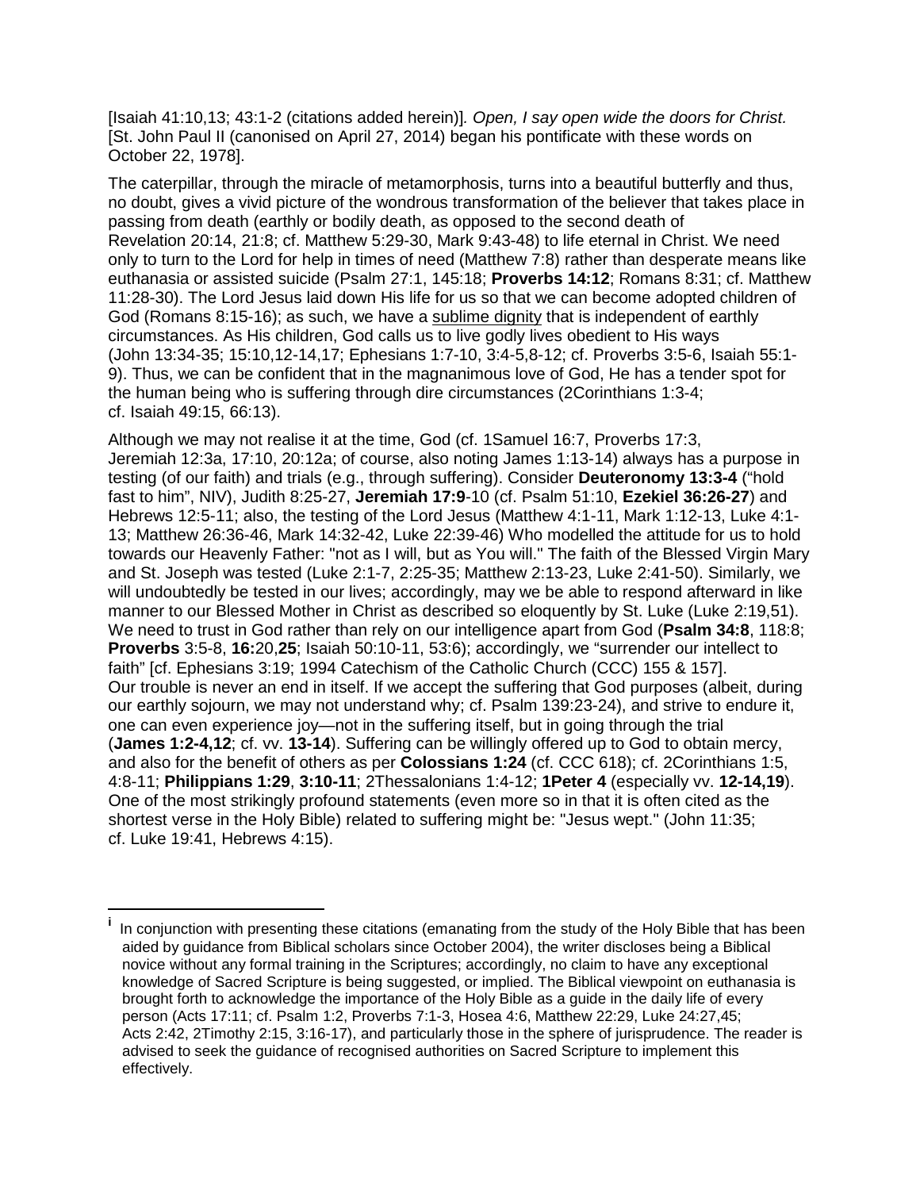[Isaiah 41:10,13; 43:1-2 (citations added herein)]. *Open, I say open wide the doors for Christ.* [St. John Paul II (canonised on April 27, 2014) began his pontificate with these words on October 22, 1978].

The caterpillar, through the miracle of metamorphosis, turns into a beautiful butterfly and thus, no doubt, gives a vivid picture of the wondrous transformation of the believer that takes place in passing from death (earthly or bodily death, as opposed to the second death of Revelation 20:14, 21:8; cf. Matthew 5:29-30, Mark 9:43-48) to life eternal in Christ. We need only to turn to the Lord for help in times of need (Matthew 7:8) rather than desperate means like euthanasia or assisted suicide (Psalm 27:1, 145:18; **Proverbs 14:12**; Romans 8:31; cf. Matthew 11:28-30). The Lord Jesus laid down His life for us so that we can become adopted children of God (Romans 8:15-16); as such, we have a <u>sublime dignity</u> that is independent of earthly circumstances. As His children, God calls us to live godly lives obedient to His ways (John 13:34-35; 15:10,12-14,17; Ephesians 1:7-10, 3:4-5,8-12; cf. Proverbs 3:5-6, Isaiah 55:1-9). Thus, we can be confident that in the magnanimous love of God, He has a tender spot for the human being who is suffering through dire circumstances (2Corinthians 1:3-4; cf. Isaiah 49:15, 66:13).

Although we may not realise it at the time, God (cf. 1Samuel 16:7, Proverbs 17:3, Jeremiah 12:3a, 17:10, 20:12a; of course, also noting James 1:13-14) always has a purpose in testing (of our faith) and trials (e.g., through suffering). Consider **Deuteronomy 13:3-4** ("hold fast to him", NIV), Judith 8:25-27, **Jeremiah 17:9**-10 (cf. Psalm 51:10, **Ezekiel 36:26-27**) and Hebrews 12:5-11; also, the testing of the Lord Jesus (Matthew 4:1-11, Mark 1:12-13, Luke 4:1-13; Matthew 26:36-46, Mark 14:32-42, Luke 22:39-46) Who modelled the attitude for us to hold towards our Heavenly Father: "not as I will, but as You will." The faith of the Blessed Virgin Mary and St. Joseph was tested (Luke 2:1-7, 2:25-35; Matthew 2:13-23, Luke 2:41-50). Similarly, we will undoubtedly be tested in our lives; accordingly, may we be able to respond afterward in like manner to our Blessed Mother in Christ as described so eloquently by St. Luke (Luke 2:19,51). We need to trust in God rather than rely on our intelligence apart from God (**Psalm 34:8**, 118:8; **Proverbs** 3:5-8, **16:**20,**25**; Isaiah 50:10-11, 53:6); accordingly, we "surrender our intellect to faith" [cf. Ephesians 3:19; 1994 Catechism of the Catholic Church (CCC) 155 & 157]. Our trouble is never an end in itself. If we accept the suffering that God purposes (albeit, during our earthly sojourn, we may not understand why; cf. Psalm 139:23-24), and strive to endure it, one can even experience joy—not in the suffering itself, but in going through the trial (**James 1:2-4,12**; cf. vv. **13-14**). Suffering can be willingly offered up to God to obtain mercy, and also for the benefit of others as per **Colossians 1:24** (cf. CCC 618); cf. 2Corinthians 1:5, 4:8-11; **Philippians 1:29**, **3:10-11**; 2Thessalonians 1:4-12; **1Peter 4** (especially vv. **12-14,19**). One of the most strikingly profound statements (even more so in that it is often cited as the shortest verse in the Holy Bible) related to suffering might be: "Jesus wept." (John 11:35; cf. Luke 19:41, Hebrews 4:15).

---

[i] In conjunction with presenting these citations (emanating from the study of the Holy Bible that has been aided by guidance from Biblical scholars since October 2004), the writer discloses being a Biblical novice without any formal training in the Scriptures; accordingly, no claim to have any exceptional knowledge of Sacred Scripture is being suggested, or implied. The Biblical viewpoint on euthanasia is brought forth to acknowledge the importance of the Holy Bible as a guide in the daily life of every person (Acts 17:11; cf. Psalm 1:2, Proverbs 7:1-3, Hosea 4:6, Matthew 22:29, Luke 24:27,45; Acts 2:42, 2Timothy 2:15, 3:16-17), and particularly those in the sphere of jurisprudence. The reader is advised to seek the guidance of recognised authorities on Sacred Scripture to implement this effectively.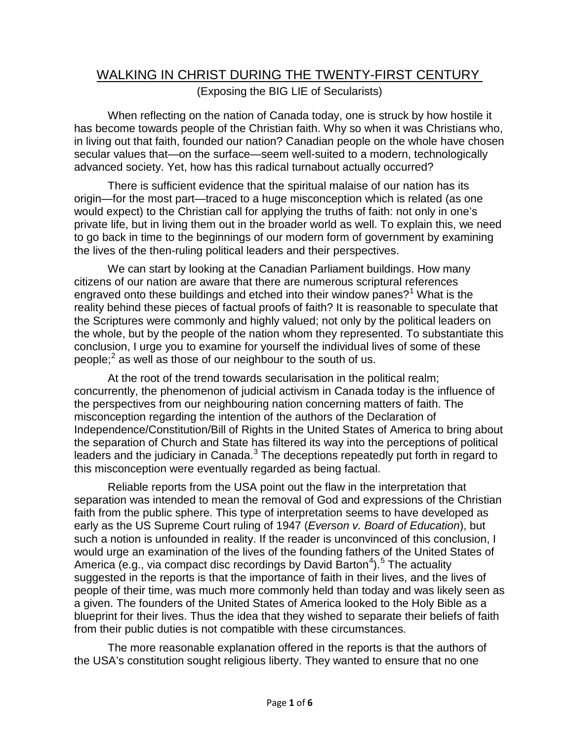# WALKING IN CHRIST DURING THE TWENTY-FIRST CENTURY

(Exposing the BIG LIE of Secularists)

When reflecting on the nation of Canada today, one is struck by how hostile it has become towards people of the Christian faith. Why so when it was Christians who, in living out that faith, founded our nation? Canadian people on the whole have chosen secular values that—on the surface—seem well-suited to a modern, technologically advanced society. Yet, how has this radical turnabout actually occurred?

There is sufficient evidence that the spiritual malaise of our nation has its origin—for the most part—traced to a huge misconception which is related (as one would expect) to the Christian call for applying the truths of faith: not only in one's private life, but in living them out in the broader world as well. To explain this, we need to go back in time to the beginnings of our modern form of government by examining the lives of the then-ruling political leaders and their perspectives.

We can start by looking at the Canadian Parliament buildings. How many citizens of our nation are aware that there are numerous scriptural references engraved onto these buildings and etched into their window panes?[1] What is the reality behind these pieces of factual proofs of faith? It is reasonable to speculate that the Scriptures were commonly and highly valued; not only by the political leaders on the whole, but by the people of the nation whom they represented. To substantiate this conclusion, I urge you to examine for yourself the individual lives of some of these people;[2] as well as those of our neighbour to the south of us.

At the root of the trend towards secularisation in the political realm; concurrently, the phenomenon of judicial activism in Canada today is the influence of the perspectives from our neighbouring nation concerning matters of faith. The misconception regarding the intention of the authors of the Declaration of Independence/Constitution/Bill of Rights in the United States of America to bring about the separation of Church and State has filtered its way into the perceptions of political leaders and the judiciary in Canada.[3] The deceptions repeatedly put forth in regard to this misconception were eventually regarded as being factual.

Reliable reports from the USA point out the flaw in the interpretation that separation was intended to mean the removal of God and expressions of the Christian faith from the public sphere. This type of interpretation seems to have developed as early as the US Supreme Court ruling of 1947 (*Everson v. Board of Education*), but such a notion is unfounded in reality. If the reader is unconvinced of this conclusion, I would urge an examination of the lives of the founding fathers of the United States of America (e.g., via compact disc recordings by David Barton[4]).[5] The actuality suggested in the reports is that the importance of faith in their lives, and the lives of people of their time, was much more commonly held than today and was likely seen as a given. The founders of the United States of America looked to the Holy Bible as a blueprint for their lives. Thus the idea that they wished to separate their beliefs of faith from their public duties is not compatible with these circumstances.

The more reasonable explanation offered in the reports is that the authors of the USA's constitution sought religious liberty. They wanted to ensure that no one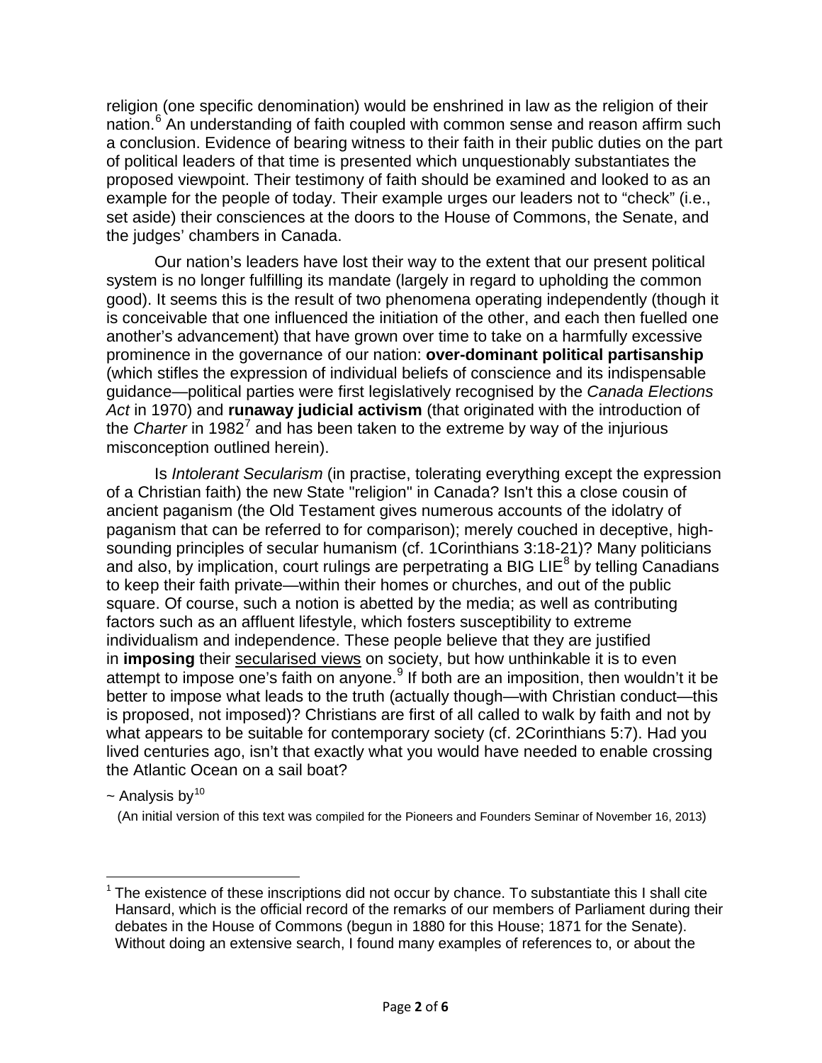religion (one specific denomination) would be enshrined in law as the religion of their nation.[6] An understanding of faith coupled with common sense and reason affirm such a conclusion. Evidence of bearing witness to their faith in their public duties on the part of political leaders of that time is presented which unquestionably substantiates the proposed viewpoint. Their testimony of faith should be examined and looked to as an example for the people of today. Their example urges our leaders not to "check" (i.e., set aside) their consciences at the doors to the House of Commons, the Senate, and the judges' chambers in Canada.

Our nation's leaders have lost their way to the extent that our present political system is no longer fulfilling its mandate (largely in regard to upholding the common good). It seems this is the result of two phenomena operating independently (though it is conceivable that one influenced the initiation of the other, and each then fuelled one another's advancement) that have grown over time to take on a harmfully excessive prominence in the governance of our nation: **over-dominant political partisanship** (which stifles the expression of individual beliefs of conscience and its indispensable guidance—political parties were first legislatively recognised by the *Canada Elections Act* in 1970) and **runaway judicial activism** (that originated with the introduction of the *Charter* in 1982[7] and has been taken to the extreme by way of the injurious misconception outlined herein).

Is *Intolerant Secularism* (in practise, tolerating everything except the expression of a Christian faith) the new State "religion" in Canada? Isn't this a close cousin of ancient paganism (the Old Testament gives numerous accounts of the idolatry of paganism that can be referred to for comparison); merely couched in deceptive, high-sounding principles of secular humanism (cf. 1Corinthians 3:18-21)? Many politicians and also, by implication, court rulings are perpetrating a BIG LIE[8] by telling Canadians to keep their faith private—within their homes or churches, and out of the public square. Of course, such a notion is abetted by the media; as well as contributing factors such as an affluent lifestyle, which fosters susceptibility to extreme individualism and independence. These people believe that they are justified in **imposing** their <u>secularised views</u> on society, but how unthinkable it is to even attempt to impose one's faith on anyone.[9] If both are an imposition, then wouldn't it be better to impose what leads to the truth (actually though—with Christian conduct—this is proposed, not imposed)? Christians are first of all called to walk by faith and not by what appears to be suitable for contemporary society (cf. 2Corinthians 5:7). Had you lived centuries ago, isn't that exactly what you would have needed to enable crossing the Atlantic Ocean on a sail boat?

~ Analysis by[10]

(An initial version of this text was compiled for the Pioneers and Founders Seminar of November 16, 2013)

---

[1] The existence of these inscriptions did not occur by chance. To substantiate this I shall cite Hansard, which is the official record of the remarks of our members of Parliament during their debates in the House of Commons (begun in 1880 for this House; 1871 for the Senate). Without doing an extensive search, I found many examples of references to, or about the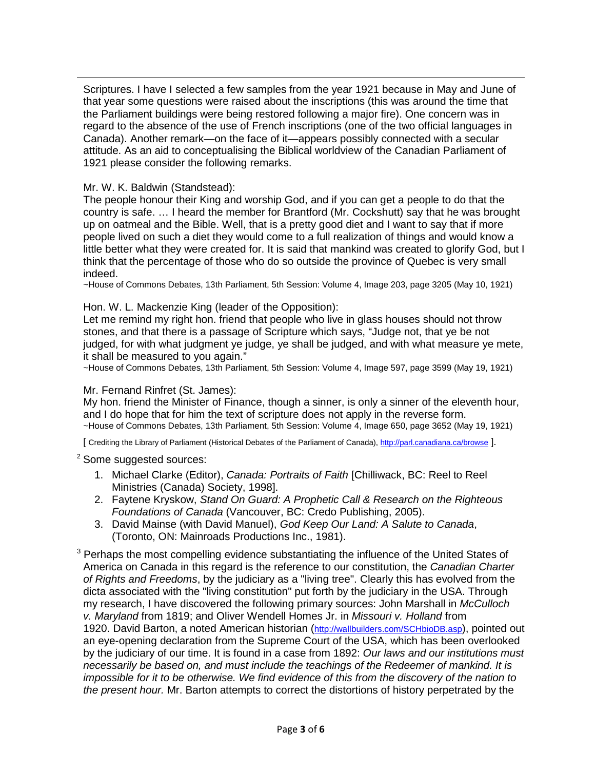Scriptures. I have I selected a few samples from the year 1921 because in May and June of that year some questions were raised about the inscriptions (this was around the time that the Parliament buildings were being restored following a major fire). One concern was in regard to the absence of the use of French inscriptions (one of the two official languages in Canada). Another remark—on the face of it—appears possibly connected with a secular attitude. As an aid to conceptualising the Biblical worldview of the Canadian Parliament of 1921 please consider the following remarks.

Mr. W. K. Baldwin (Standstead):
The people honour their King and worship God, and if you can get a people to do that the country is safe. … I heard the member for Brantford (Mr. Cockshutt) say that he was brought up on oatmeal and the Bible. Well, that is a pretty good diet and I want to say that if more people lived on such a diet they would come to a full realization of things and would know a little better what they were created for. It is said that mankind was created to glorify God, but I think that the percentage of those who do so outside the province of Quebec is very small indeed.
~House of Commons Debates, 13th Parliament, 5th Session: Volume 4, Image 203, page 3205 (May 10, 1921)

Hon. W. L. Mackenzie King (leader of the Opposition):
Let me remind my right hon. friend that people who live in glass houses should not throw stones, and that there is a passage of Scripture which says, "Judge not, that ye be not judged, for with what judgment ye judge, ye shall be judged, and with what measure ye mete, it shall be measured to you again."
~House of Commons Debates, 13th Parliament, 5th Session: Volume 4, Image 597, page 3599 (May 19, 1921)

Mr. Fernand Rinfret (St. James):
My hon. friend the Minister of Finance, though a sinner, is only a sinner of the eleventh hour, and I do hope that for him the text of scripture does not apply in the reverse form.
~House of Commons Debates, 13th Parliament, 5th Session: Volume 4, Image 650, page 3652 (May 19, 1921)

[ Crediting the Library of Parliament (Historical Debates of the Parliament of Canada), http://parl.canadiana.ca/browse ].

[2] Some suggested sources:

1. Michael Clarke (Editor), *Canada: Portraits of Faith* [Chilliwack, BC: Reel to Reel Ministries (Canada) Society, 1998].
2. Faytene Kryskow, *Stand On Guard: A Prophetic Call & Research on the Righteous Foundations of Canada* (Vancouver, BC: Credo Publishing, 2005).
3. David Mainse (with David Manuel), *God Keep Our Land: A Salute to Canada*, (Toronto, ON: Mainroads Productions Inc., 1981).

[3] Perhaps the most compelling evidence substantiating the influence of the United States of America on Canada in this regard is the reference to our constitution, the *Canadian Charter of Rights and Freedoms*, by the judiciary as a "living tree". Clearly this has evolved from the dicta associated with the "living constitution" put forth by the judiciary in the USA. Through my research, I have discovered the following primary sources: John Marshall in *McCulloch v. Maryland* from 1819; and Oliver Wendell Homes Jr. in *Missouri v. Holland* from 1920. David Barton, a noted American historian (http://wallbuilders.com/SCHbioDB.asp), pointed out an eye-opening declaration from the Supreme Court of the USA, which has been overlooked by the judiciary of our time. It is found in a case from 1892: *Our laws and our institutions must necessarily be based on, and must include the teachings of the Redeemer of mankind. It is impossible for it to be otherwise. We find evidence of this from the discovery of the nation to the present hour.* Mr. Barton attempts to correct the distortions of history perpetrated by the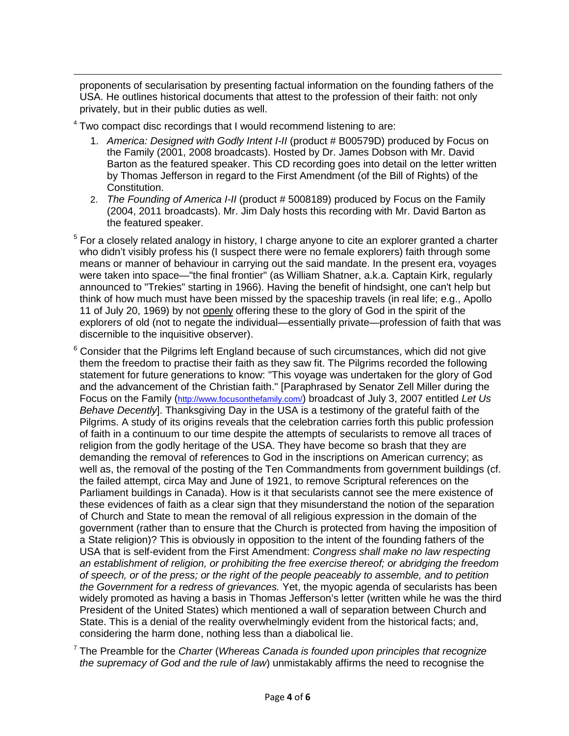proponents of secularisation by presenting factual information on the founding fathers of the USA. He outlines historical documents that attest to the profession of their faith: not only privately, but in their public duties as well.

[4] Two compact disc recordings that I would recommend listening to are:

1. *America: Designed with Godly Intent I-II* (product # B00579D) produced by Focus on the Family (2001, 2008 broadcasts). Hosted by Dr. James Dobson with Mr. David Barton as the featured speaker. This CD recording goes into detail on the letter written by Thomas Jefferson in regard to the First Amendment (of the Bill of Rights) of the Constitution.
2. *The Founding of America I-II* (product # 5008189) produced by Focus on the Family (2004, 2011 broadcasts). Mr. Jim Daly hosts this recording with Mr. David Barton as the featured speaker.

[5] For a closely related analogy in history, I charge anyone to cite an explorer granted a charter who didn't visibly profess his (I suspect there were no female explorers) faith through some means or manner of behaviour in carrying out the said mandate. In the present era, voyages were taken into space—"the final frontier" (as William Shatner, a.k.a. Captain Kirk, regularly announced to "Trekies" starting in 1966). Having the benefit of hindsight, one can't help but think of how much must have been missed by the spaceship travels (in real life; e.g., Apollo 11 of July 20, 1969) by not <u>openly</u> offering these to the glory of God in the spirit of the explorers of old (not to negate the individual—essentially private—profession of faith that was discernible to the inquisitive observer).

[6] Consider that the Pilgrims left England because of such circumstances, which did not give them the freedom to practise their faith as they saw fit. The Pilgrims recorded the following statement for future generations to know: "This voyage was undertaken for the glory of God and the advancement of the Christian faith." [Paraphrased by Senator Zell Miller during the Focus on the Family (http://www.focusonthefamily.com/) broadcast of July 3, 2007 entitled *Let Us Behave Decently*]. Thanksgiving Day in the USA is a testimony of the grateful faith of the Pilgrims. A study of its origins reveals that the celebration carries forth this public profession of faith in a continuum to our time despite the attempts of secularists to remove all traces of religion from the godly heritage of the USA. They have become so brash that they are demanding the removal of references to God in the inscriptions on American currency; as well as, the removal of the posting of the Ten Commandments from government buildings (cf. the failed attempt, circa May and June of 1921, to remove Scriptural references on the Parliament buildings in Canada). How is it that secularists cannot see the mere existence of these evidences of faith as a clear sign that they misunderstand the notion of the separation of Church and State to mean the removal of all religious expression in the domain of the government (rather than to ensure that the Church is protected from having the imposition of a State religion)? This is obviously in opposition to the intent of the founding fathers of the USA that is self-evident from the First Amendment: *Congress shall make no law respecting an establishment of religion, or prohibiting the free exercise thereof; or abridging the freedom of speech, or of the press; or the right of the people peaceably to assemble, and to petition the Government for a redress of grievances.* Yet, the myopic agenda of secularists has been widely promoted as having a basis in Thomas Jefferson's letter (written while he was the third President of the United States) which mentioned a wall of separation between Church and State. This is a denial of the reality overwhelmingly evident from the historical facts; and, considering the harm done, nothing less than a diabolical lie.

[7] The Preamble for the *Charter* (*Whereas Canada is founded upon principles that recognize the supremacy of God and the rule of law*) unmistakably affirms the need to recognise the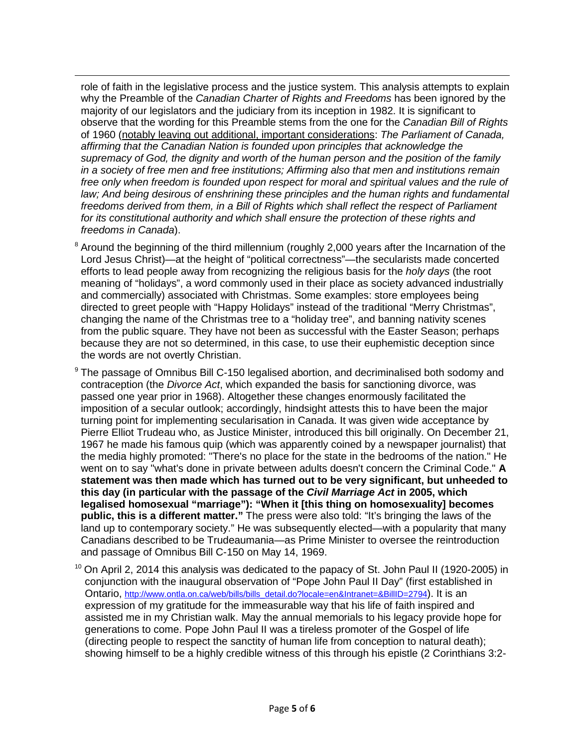role of faith in the legislative process and the justice system. This analysis attempts to explain why the Preamble of the *Canadian Charter of Rights and Freedoms* has been ignored by the majority of our legislators and the judiciary from its inception in 1982. It is significant to observe that the wording for this Preamble stems from the one for the *Canadian Bill of Rights* of 1960 (<u>notably leaving out additional, important considerations</u>: *The Parliament of Canada, affirming that the Canadian Nation is founded upon principles that acknowledge the supremacy of God, the dignity and worth of the human person and the position of the family in a society of free men and free institutions; Affirming also that men and institutions remain free only when freedom is founded upon respect for moral and spiritual values and the rule of law; And being desirous of enshrining these principles and the human rights and fundamental freedoms derived from them, in a Bill of Rights which shall reflect the respect of Parliament for its constitutional authority and which shall ensure the protection of these rights and freedoms in Canada*).

[8] Around the beginning of the third millennium (roughly 2,000 years after the Incarnation of the Lord Jesus Christ)—at the height of "political correctness"—the secularists made concerted efforts to lead people away from recognizing the religious basis for the *holy days* (the root meaning of "holidays", a word commonly used in their place as society advanced industrially and commercially) associated with Christmas. Some examples: store employees being directed to greet people with "Happy Holidays" instead of the traditional "Merry Christmas", changing the name of the Christmas tree to a "holiday tree", and banning nativity scenes from the public square. They have not been as successful with the Easter Season; perhaps because they are not so determined, in this case, to use their euphemistic deception since the words are not overtly Christian.

[9] The passage of Omnibus Bill C-150 legalised abortion, and decriminalised both sodomy and contraception (the *Divorce Act*, which expanded the basis for sanctioning divorce, was passed one year prior in 1968). Altogether these changes enormously facilitated the imposition of a secular outlook; accordingly, hindsight attests this to have been the major turning point for implementing secularisation in Canada. It was given wide acceptance by Pierre Elliot Trudeau who, as Justice Minister, introduced this bill originally. On December 21, 1967 he made his famous quip (which was apparently coined by a newspaper journalist) that the media highly promoted: "There's no place for the state in the bedrooms of the nation." He went on to say "what's done in private between adults doesn't concern the Criminal Code." **A statement was then made which has turned out to be very significant, but unheeded to this day (in particular with the passage of the *Civil Marriage Act* in 2005, which legalised homosexual "marriage"): "When it [this thing on homosexuality] becomes public, this is a different matter."** The press were also told: "It's bringing the laws of the land up to contemporary society." He was subsequently elected—with a popularity that many Canadians described to be Trudeaumania—as Prime Minister to oversee the reintroduction and passage of Omnibus Bill C-150 on May 14, 1969.

[10] On April 2, 2014 this analysis was dedicated to the papacy of St. John Paul II (1920-2005) in conjunction with the inaugural observation of "Pope John Paul II Day" (first established in Ontario, http://www.ontla.on.ca/web/bills/bills_detail.do?locale=en&Intranet=&BillID=2794). It is an expression of my gratitude for the immeasurable way that his life of faith inspired and assisted me in my Christian walk. May the annual memorials to his legacy provide hope for generations to come. Pope John Paul II was a tireless promoter of the Gospel of life (directing people to respect the sanctity of human life from conception to natural death); showing himself to be a highly credible witness of this through his epistle (2 Corinthians 3:2-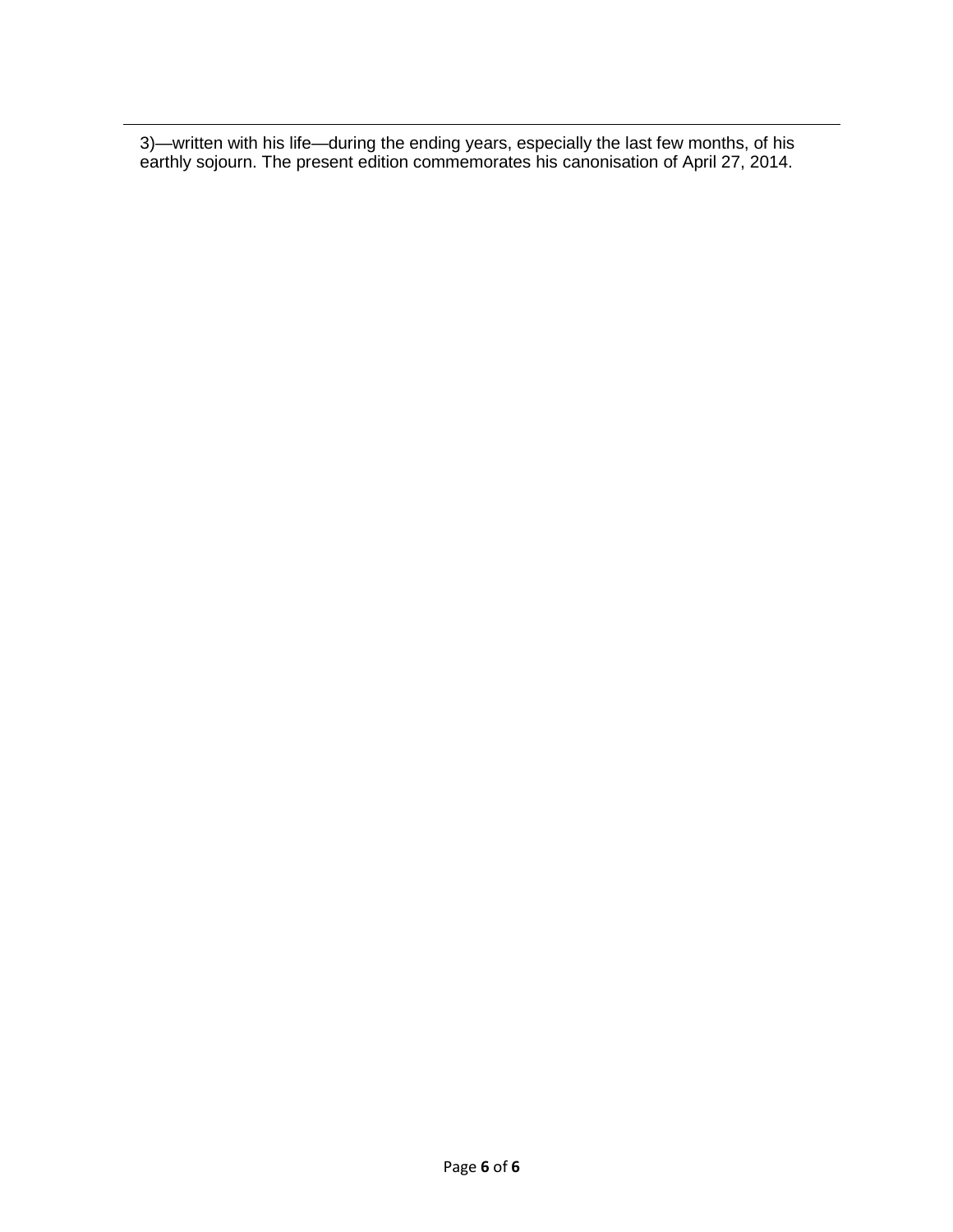3)—written with his life—during the ending years, especially the last few months, of his earthly sojourn. The present edition commemorates his canonisation of April 27, 2014.